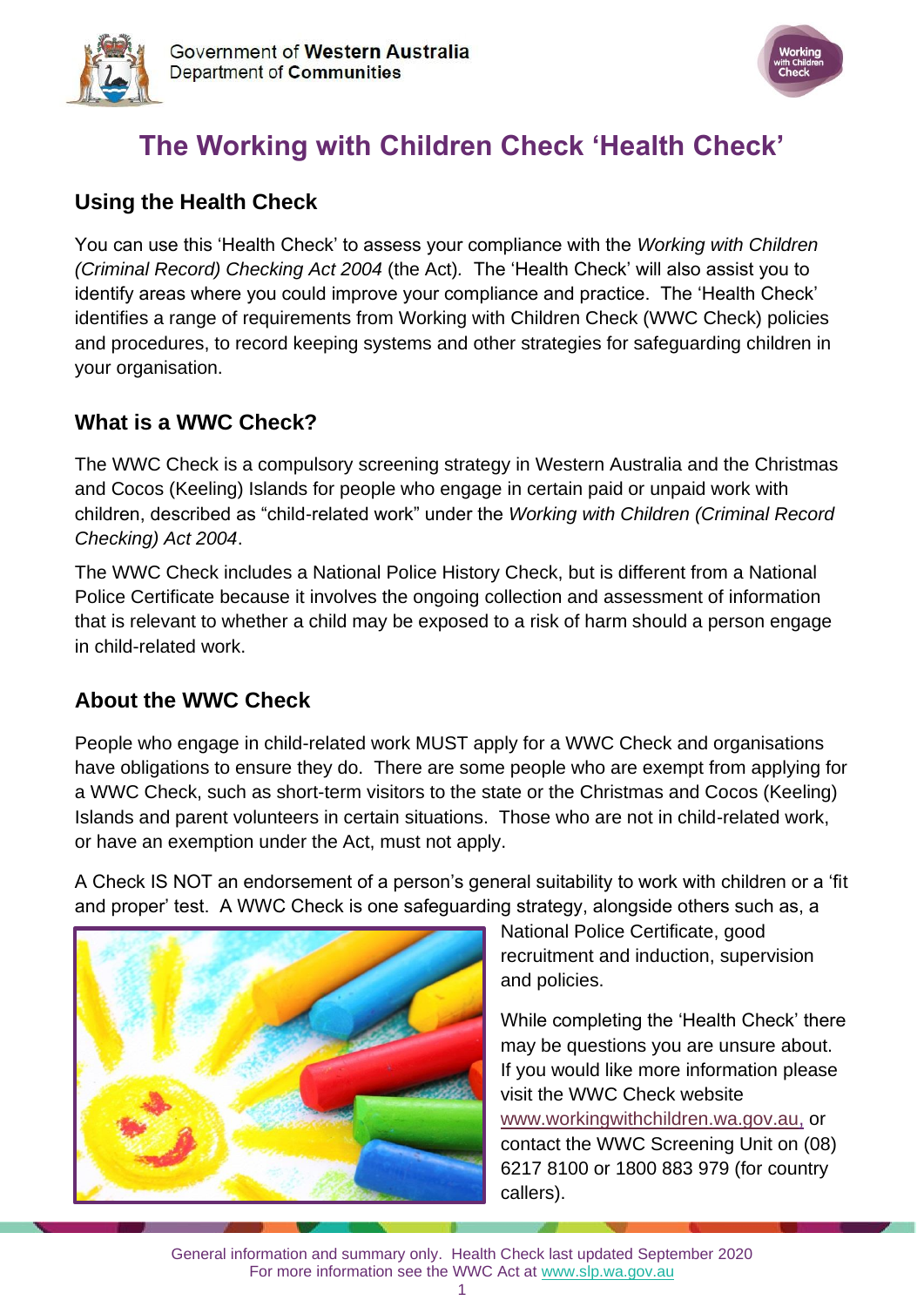Government of **Western Australia**
Department of **Communities**

# The Working with Children Check ‘Health Check’

## Using the Health Check

You can use this ‘Health Check’ to assess your compliance with the *Working with Children (Criminal Record) Checking Act 2004* (the Act). The ‘Health Check’ will also assist you to identify areas where you could improve your compliance and practice. The ‘Health Check’ identifies a range of requirements from Working with Children Check (WWC Check) policies and procedures, to record keeping systems and other strategies for safeguarding children in your organisation.

## What is a WWC Check?

The WWC Check is a compulsory screening strategy in Western Australia and the Christmas and Cocos (Keeling) Islands for people who engage in certain paid or unpaid work with children, described as “child-related work” under the *Working with Children (Criminal Record Checking) Act 2004*.

The WWC Check includes a National Police History Check, but is different from a National Police Certificate because it involves the ongoing collection and assessment of information that is relevant to whether a child may be exposed to a risk of harm should a person engage in child-related work.

## About the WWC Check

People who engage in child-related work MUST apply for a WWC Check and organisations have obligations to ensure they do. There are some people who are exempt from applying for a WWC Check, such as short-term visitors to the state or the Christmas and Cocos (Keeling) Islands and parent volunteers in certain situations. Those who are not in child-related work, or have an exemption under the Act, must not apply.

A Check IS NOT an endorsement of a person’s general suitability to work with children or a ‘fit and proper’ test. A WWC Check is one safeguarding strategy, alongside others such as, a National Police Certificate, good recruitment and induction, supervision and policies.

While completing the ‘Health Check’ there may be questions you are unsure about. If you would like more information please visit the WWC Check website www.workingwithchildren.wa.gov.au, or contact the WWC Screening Unit on (08) 6217 8100 or 1800 883 979 (for country callers).

General information and summary only. Health Check last updated September 2020
For more information see the WWC Act at www.slp.wa.gov.au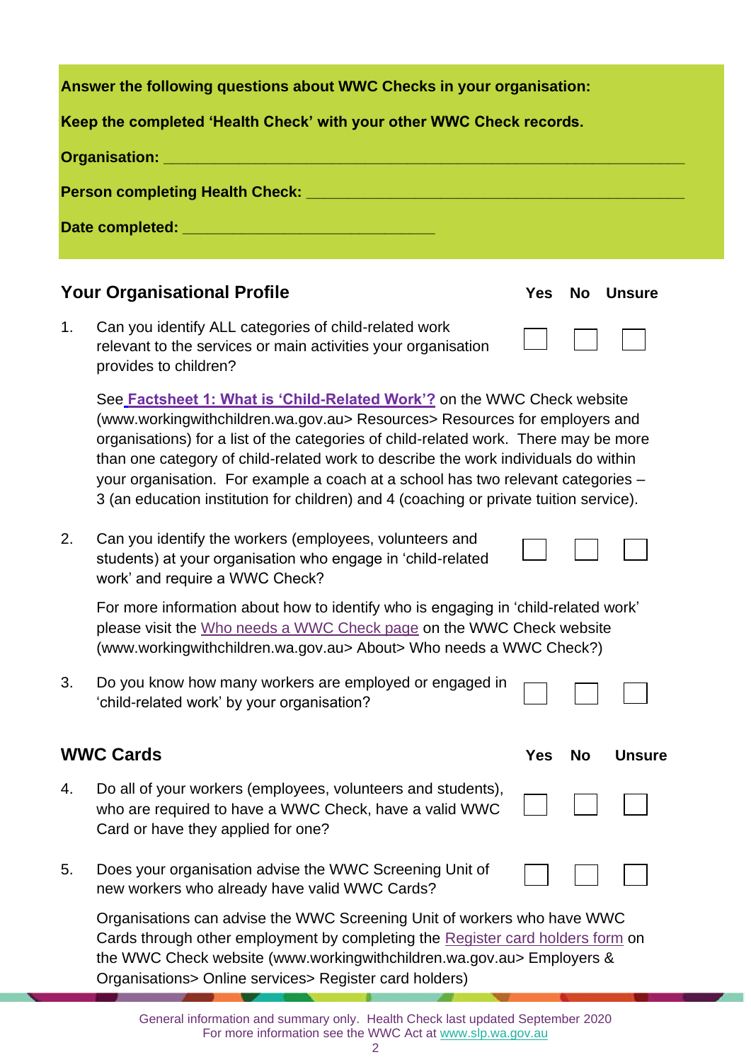**Answer the following questions about WWC Checks in your organisation:**

**Keep the completed 'Health Check' with your other WWC Check records.**

**Organisation:** ______________________________________________

**Person completing Health Check:** ______________________________________________

**Date completed:** ______________________________

## Your Organisational Profile

| | | Yes | No | Unsure |
|---|---|---|---|---|
| 1. | Can you identify ALL categories of child-related work relevant to the services or main activities your organisation provides to children? | ☐ | ☐ | ☐ |

See **Factsheet 1: What is 'Child-Related Work'?** on the WWC Check website (www.workingwithchildren.wa.gov.au> Resources> Resources for employers and organisations) for a list of the categories of child-related work. There may be more than one category of child-related work to describe the work individuals do within your organisation. For example a coach at a school has two relevant categories – 3 (an education institution for children) and 4 (coaching or private tuition service).

| | | Yes | No | Unsure |
|---|---|---|---|---|
| 2. | Can you identify the workers (employees, volunteers and students) at your organisation who engage in 'child-related work' and require a WWC Check? | ☐ | ☐ | ☐ |

For more information about how to identify who is engaging in 'child-related work' please visit the Who needs a WWC Check page on the WWC Check website (www.workingwithchildren.wa.gov.au> About> Who needs a WWC Check?)

| | | Yes | No | Unsure |
|---|---|---|---|---|
| 3. | Do you know how many workers are employed or engaged in 'child-related work' by your organisation? | ☐ | ☐ | ☐ |

## WWC Cards

| | | Yes | No | Unsure |
|---|---|---|---|---|
| 4. | Do all of your workers (employees, volunteers and students), who are required to have a WWC Check, have a valid WWC Card or have they applied for one? | ☐ | ☐ | ☐ |
| 5. | Does your organisation advise the WWC Screening Unit of new workers who already have valid WWC Cards? | ☐ | ☐ | ☐ |

Organisations can advise the WWC Screening Unit of workers who have WWC Cards through other employment by completing the Register card holders form on the WWC Check website (www.workingwithchildren.wa.gov.au> Employers & Organisations> Online services> Register card holders)

General information and summary only. Health Check last updated September 2020
For more information see the WWC Act at www.slp.wa.gov.au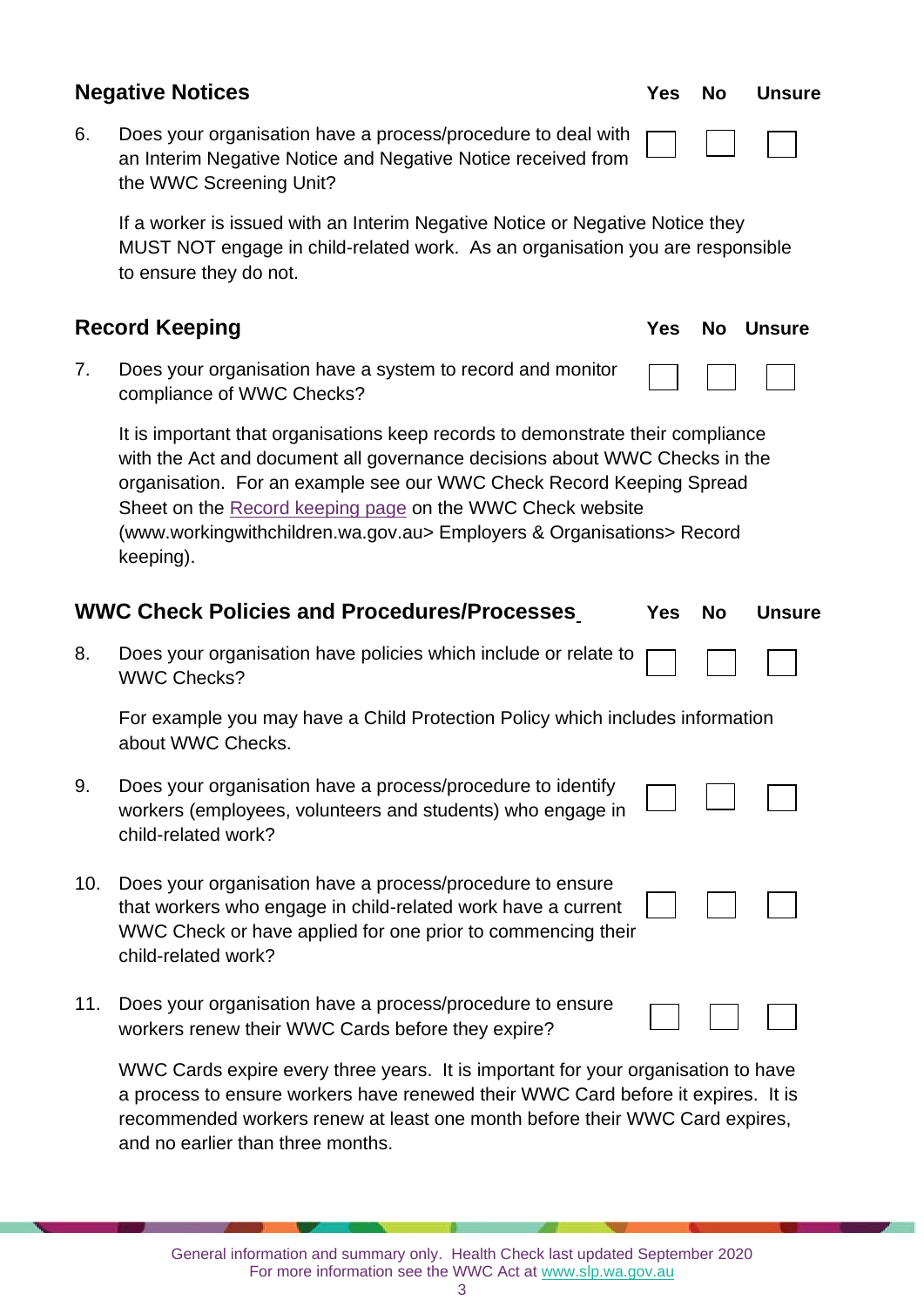## Negative Notices

| | Yes | No | Unsure |
|---|---|---|---|
| 6. Does your organisation have a process/procedure to deal with an Interim Negative Notice and Negative Notice received from the WWC Screening Unit? | ☐ | ☐ | ☐ |

If a worker is issued with an Interim Negative Notice or Negative Notice they MUST NOT engage in child-related work. As an organisation you are responsible to ensure they do not.

## Record Keeping

| | Yes | No | Unsure |
|---|---|---|---|
| 7. Does your organisation have a system to record and monitor compliance of WWC Checks? | ☐ | ☐ | ☐ |

It is important that organisations keep records to demonstrate their compliance with the Act and document all governance decisions about WWC Checks in the organisation. For an example see our WWC Check Record Keeping Spread Sheet on the Record keeping page on the WWC Check website (www.workingwithchildren.wa.gov.au> Employers & Organisations> Record keeping).

## WWC Check Policies and Procedures/Processes

| | Yes | No | Unsure |
|---|---|---|---|
| 8. Does your organisation have policies which include or relate to WWC Checks? | ☐ | ☐ | ☐ |

For example you may have a Child Protection Policy which includes information about WWC Checks.

| | Yes | No | Unsure |
|---|---|---|---|
| 9. Does your organisation have a process/procedure to identify workers (employees, volunteers and students) who engage in child-related work? | ☐ | ☐ | ☐ |
| 10. Does your organisation have a process/procedure to ensure that workers who engage in child-related work have a current WWC Check or have applied for one prior to commencing their child-related work? | ☐ | ☐ | ☐ |
| 11. Does your organisation have a process/procedure to ensure workers renew their WWC Cards before they expire? | ☐ | ☐ | ☐ |

WWC Cards expire every three years. It is important for your organisation to have a process to ensure workers have renewed their WWC Card before it expires. It is recommended workers renew at least one month before their WWC Card expires, and no earlier than three months.

General information and summary only. Health Check last updated September 2020
For more information see the WWC Act at www.slp.wa.gov.au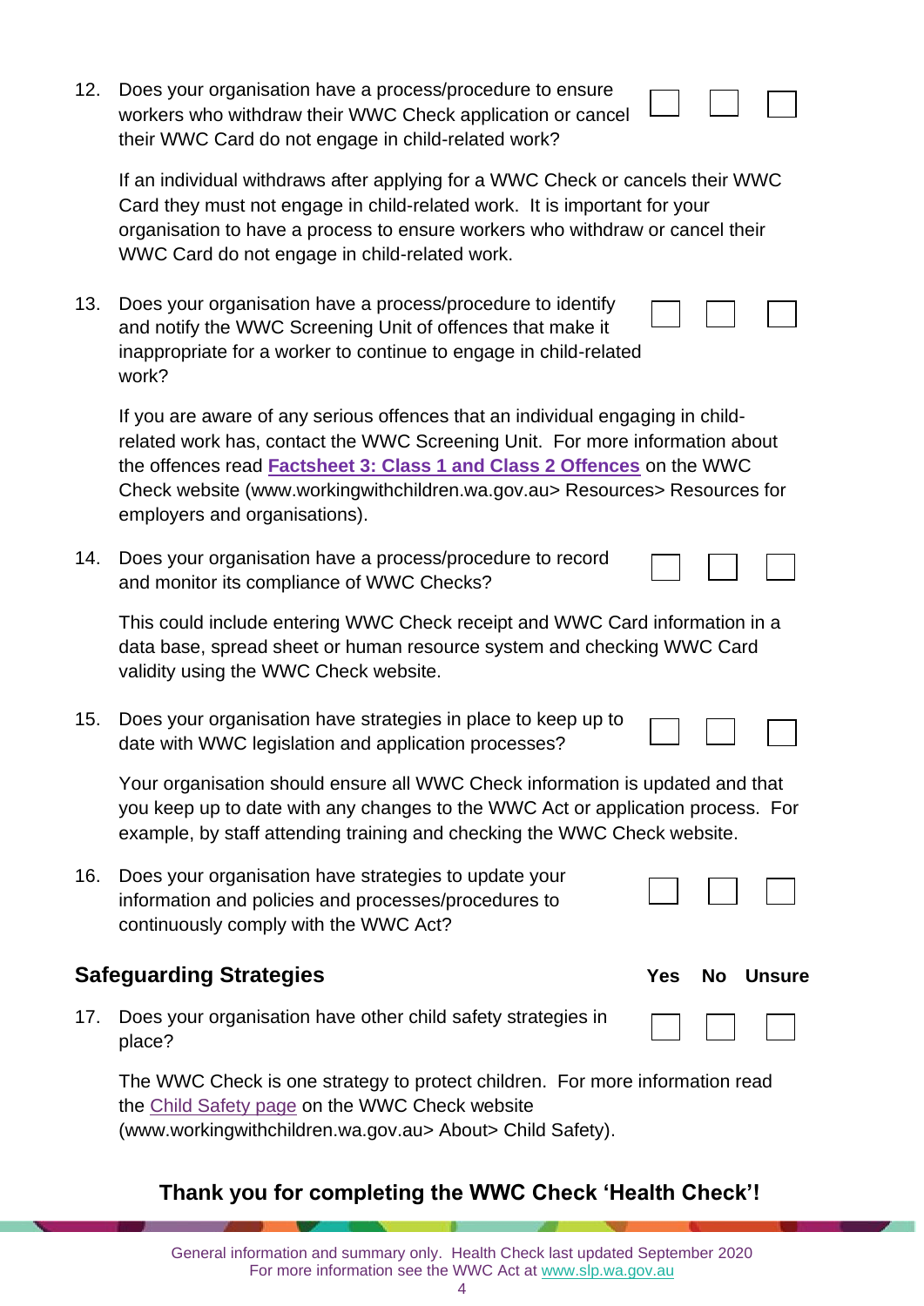12. Does your organisation have a process/procedure to ensure workers who withdraw their WWC Check application or cancel their WWC Card do not engage in child-related work? ☐ ☐ ☐

    If an individual withdraws after applying for a WWC Check or cancels their WWC Card they must not engage in child-related work. It is important for your organisation to have a process to ensure workers who withdraw or cancel their WWC Card do not engage in child-related work.

13. Does your organisation have a process/procedure to identify and notify the WWC Screening Unit of offences that make it inappropriate for a worker to continue to engage in child-related work? ☐ ☐ ☐

    If you are aware of any serious offences that an individual engaging in child-related work has, contact the WWC Screening Unit. For more information about the offences read **Factsheet 3: Class 1 and Class 2 Offences** on the WWC Check website (www.workingwithchildren.wa.gov.au> Resources> Resources for employers and organisations).

14. Does your organisation have a process/procedure to record and monitor its compliance of WWC Checks? ☐ ☐ ☐

    This could include entering WWC Check receipt and WWC Card information in a data base, spread sheet or human resource system and checking WWC Card validity using the WWC Check website.

15. Does your organisation have strategies in place to keep up to date with WWC legislation and application processes? ☐ ☐ ☐

    Your organisation should ensure all WWC Check information is updated and that you keep up to date with any changes to the WWC Act or application process. For example, by staff attending training and checking the WWC Check website.

16. Does your organisation have strategies to update your information and policies and processes/procedures to continuously comply with the WWC Act? ☐ ☐ ☐

## Safeguarding Strategies

**Yes No Unsure**

17. Does your organisation have other child safety strategies in place? ☐ ☐ ☐

    The WWC Check is one strategy to protect children. For more information read the Child Safety page on the WWC Check website (www.workingwithchildren.wa.gov.au> About> Child Safety).

### Thank you for completing the WWC Check 'Health Check'!

General information and summary only. Health Check last updated September 2020
For more information see the WWC Act at www.slp.wa.gov.au